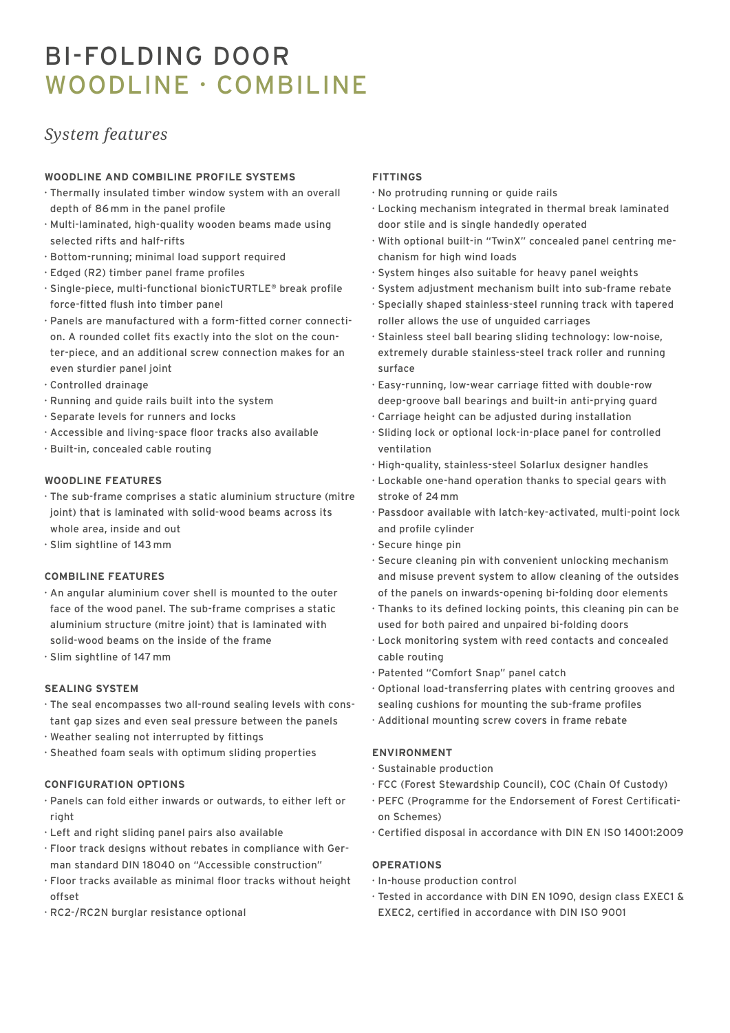# BI-FOLDING DOOR
# WOODLINE · COMBILINE

## *System features*

### WOODLINE AND COMBILINE PROFILE SYSTEMS

- Thermally insulated timber window system with an overall depth of 86 mm in the panel profile
- Multi-laminated, high-quality wooden beams made using selected rifts and half-rifts
- Bottom-running; minimal load support required
- Edged (R2) timber panel frame profiles
- Single-piece, multi-functional bionicTURTLE® break profile force-fitted flush into timber panel
- Panels are manufactured with a form-fitted corner connection. A rounded collet fits exactly into the slot on the counter-piece, and an additional screw connection makes for an even sturdier panel joint
- Controlled drainage
- Running and guide rails built into the system
- Separate levels for runners and locks
- Accessible and living-space floor tracks also available
- Built-in, concealed cable routing

### WOODLINE FEATURES

- The sub-frame comprises a static aluminium structure (mitre joint) that is laminated with solid-wood beams across its whole area, inside and out
- Slim sightline of 143 mm

### COMBILINE FEATURES

- An angular aluminium cover shell is mounted to the outer face of the wood panel. The sub-frame comprises a static aluminium structure (mitre joint) that is laminated with solid-wood beams on the inside of the frame
- Slim sightline of 147 mm

### SEALING SYSTEM

- The seal encompasses two all-round sealing levels with constant gap sizes and even seal pressure between the panels
- Weather sealing not interrupted by fittings
- Sheathed foam seals with optimum sliding properties

### CONFIGURATION OPTIONS

- Panels can fold either inwards or outwards, to either left or right
- Left and right sliding panel pairs also available
- Floor track designs without rebates in compliance with German standard DIN 18040 on "Accessible construction"
- Floor tracks available as minimal floor tracks without height offset
- RC2-/RC2N burglar resistance optional

### FITTINGS

- No protruding running or guide rails
- Locking mechanism integrated in thermal break laminated door stile and is single handedly operated
- With optional built-in "TwinX" concealed panel centring mechanism for high wind loads
- System hinges also suitable for heavy panel weights
- System adjustment mechanism built into sub-frame rebate
- Specially shaped stainless-steel running track with tapered roller allows the use of unguided carriages
- Stainless steel ball bearing sliding technology: low-noise, extremely durable stainless-steel track roller and running surface
- Easy-running, low-wear carriage fitted with double-row deep-groove ball bearings and built-in anti-prying guard
- Carriage height can be adjusted during installation
- Sliding lock or optional lock-in-place panel for controlled ventilation
- High-quality, stainless-steel Solarlux designer handles
- Lockable one-hand operation thanks to special gears with stroke of 24 mm
- Passdoor available with latch-key-activated, multi-point lock and profile cylinder
- Secure hinge pin
- Secure cleaning pin with convenient unlocking mechanism and misuse prevent system to allow cleaning of the outsides of the panels on inwards-opening bi-folding door elements
- Thanks to its defined locking points, this cleaning pin can be used for both paired and unpaired bi-folding doors
- Lock monitoring system with reed contacts and concealed cable routing
- Patented "Comfort Snap" panel catch
- Optional load-transferring plates with centring grooves and sealing cushions for mounting the sub-frame profiles
- Additional mounting screw covers in frame rebate

### ENVIRONMENT

- Sustainable production
- FCC (Forest Stewardship Council), COC (Chain Of Custody)
- PEFC (Programme for the Endorsement of Forest Certification Schemes)
- Certified disposal in accordance with DIN EN ISO 14001:2009

### OPERATIONS

- In-house production control
- Tested in accordance with DIN EN 1090, design class EXEC1 & EXEC2, certified in accordance with DIN ISO 9001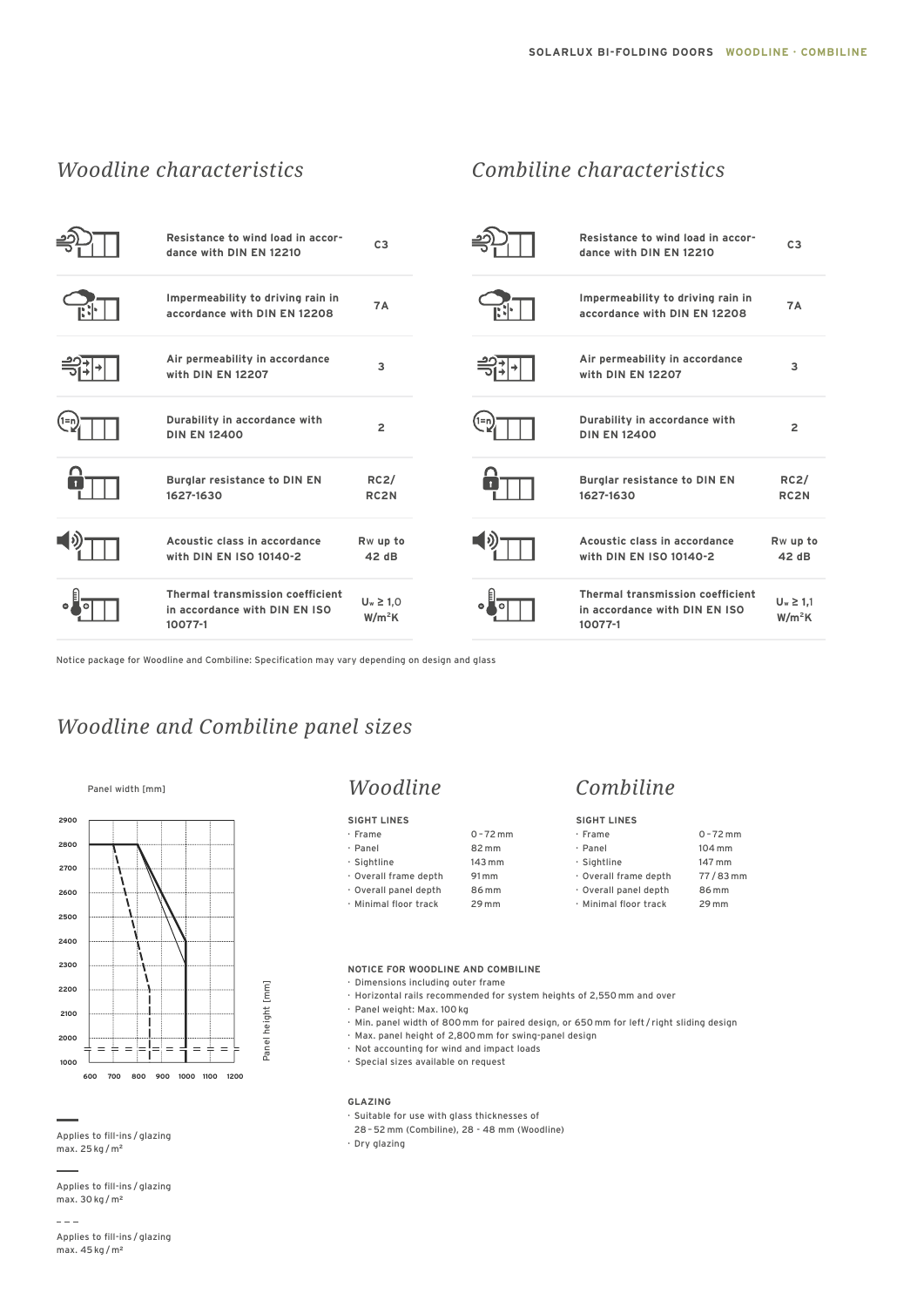## *Woodline characteristics*

| | | |
|---|---|---|
| | **Resistance to wind load in accordance with DIN EN 12210** | **C3** |
| | **Impermeability to driving rain in accordance with DIN EN 12208** | **7A** |
| | **Air permeability in accordance with DIN EN 12207** | **3** |
| | **Durability in accordance with DIN EN 12400** | **2** |
| | **Burglar resistance to DIN EN 1627-1630** | **RC2/ RC2N** |
| | **Acoustic class in accordance with DIN EN ISO 10140-2** | **Rw up to 42 dB** |
| | **Thermal transmission coefficient in accordance with DIN EN ISO 10077-1** | **$U_w \geq 1{,}0$ $W/m^2K$** |

## *Combiline characteristics*

| | | |
|---|---|---|
| | **Resistance to wind load in accordance with DIN EN 12210** | **C3** |
| | **Impermeability to driving rain in accordance with DIN EN 12208** | **7A** |
| | **Air permeability in accordance with DIN EN 12207** | **3** |
| | **Durability in accordance with DIN EN 12400** | **2** |
| | **Burglar resistance to DIN EN 1627-1630** | **RC2/ RC2N** |
| | **Acoustic class in accordance with DIN EN ISO 10140-2** | **Rw up to 42 dB** |
| | **Thermal transmission coefficient in accordance with DIN EN ISO 10077-1** | **$U_w \geq 1{,}1$ $W/m^2K$** |

Notice package for Woodline and Combiline: Specification may vary depending on design and glass

## *Woodline and Combiline panel sizes*

Panel width [mm]

2900
2800
2700
2600
2500
2400
2300
2200
2100
2000
1000

600 700 800 900 1000 1100 1200

Panel height [mm]

Applies to fill-ins / glazing max. 25 kg / m²

Applies to fill-ins / glazing max. 30 kg / m²

Applies to fill-ins / glazing max. 45 kg / m²

### *Woodline*

**SIGHT LINES**

| | |
|---|---|
| · Frame | 0 – 72 mm |
| · Panel | 82 mm |
| · Sightline | 143 mm |
| · Overall frame depth | 91 mm |
| · Overall panel depth | 86 mm |
| · Minimal floor track | 29 mm |

### *Combiline*

**SIGHT LINES**

| | |
|---|---|
| · Frame | 0 – 72 mm |
| · Panel | 104 mm |
| · Sightline | 147 mm |
| · Overall frame depth | 77 / 83 mm |
| · Overall panel depth | 86 mm |
| · Minimal floor track | 29 mm |

**NOTICE FOR WOODLINE AND COMBILINE**

- Dimensions including outer frame
- Horizontal rails recommended for system heights of 2,550 mm and over
- Panel weight: Max. 100 kg
- Min. panel width of 800 mm for paired design, or 650 mm for left / right sliding design
- Max. panel height of 2,800 mm for swing-panel design
- Not accounting for wind and impact loads
- Special sizes available on request

**GLAZING**

- Suitable for use with glass thicknesses of 28 – 52 mm (Combiline), 28 - 48 mm (Woodline)
- Dry glazing